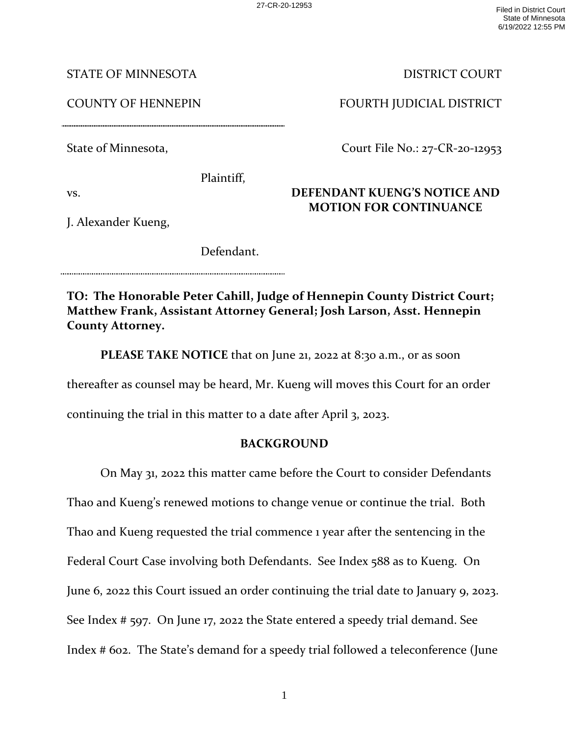STATE OF MINNESOTA | DISTRICT COURT

COUNTY OF HENNEPIN | FOURTH JUDICIAL DISTRICT

State of Minnesota,

Plaintiff,

vs.

J. Alexander Kueng,

Defendant.

Court File No.: 27-CR-20-12953

**DEFENDANT KUENG'S NOTICE AND MOTION FOR CONTINUANCE**

**TO: The Honorable Peter Cahill, Judge of Hennepin County District Court; Matthew Frank, Assistant Attorney General; Josh Larson, Asst. Hennepin County Attorney.**

**PLEASE TAKE NOTICE** that on June 21, 2022 at 8:30 a.m., or as soon thereafter as counsel may be heard, Mr. Kueng will moves this Court for an order continuing the trial in this matter to a date after April 3, 2023.

## BACKGROUND

On May 31, 2022 this matter came before the Court to consider Defendants Thao and Kueng's renewed motions to change venue or continue the trial. Both Thao and Kueng requested the trial commence 1 year after the sentencing in the Federal Court Case involving both Defendants. See Index 588 as to Kueng. On June 6, 2022 this Court issued an order continuing the trial date to January 9, 2023. See Index # 597. On June 17, 2022 the State entered a speedy trial demand. See Index # 602. The State's demand for a speedy trial followed a teleconference (June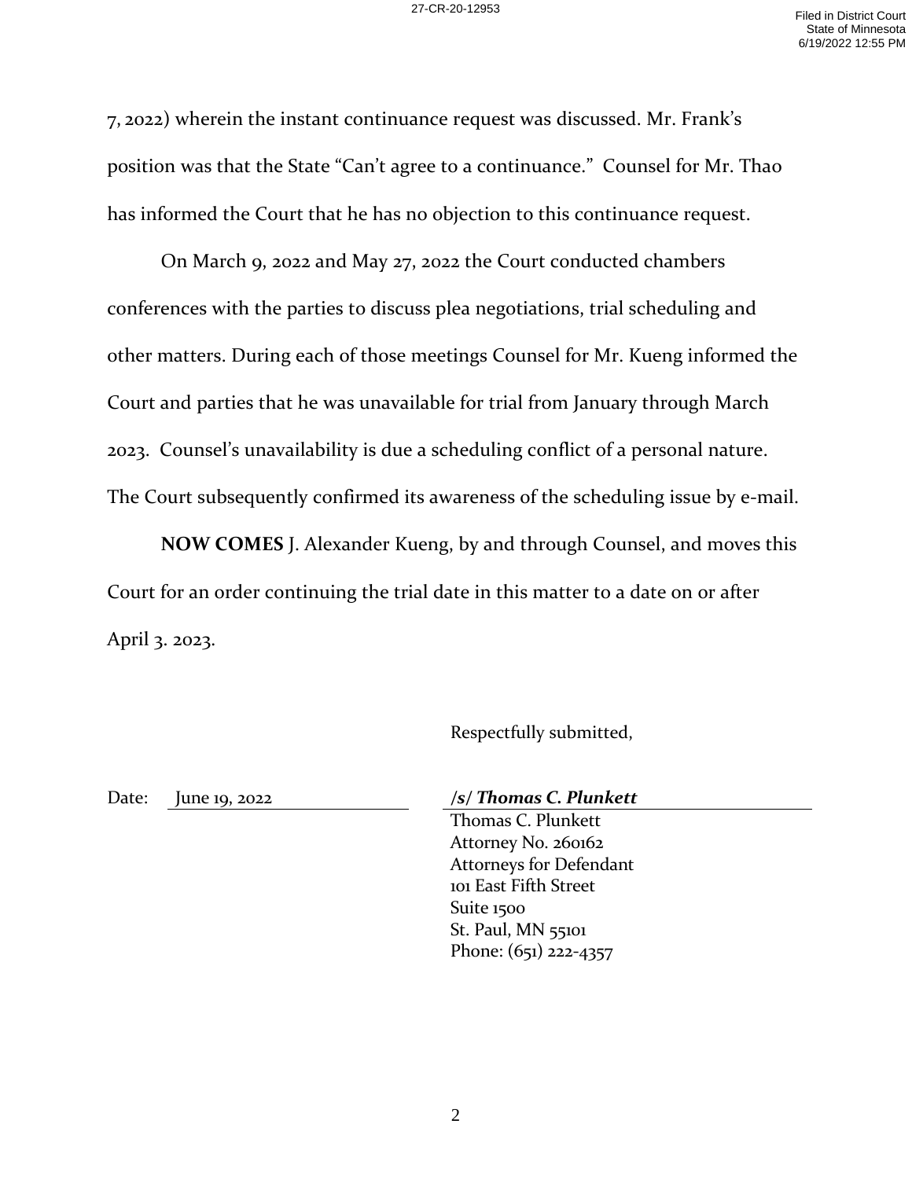7, 2022) wherein the instant continuance request was discussed. Mr. Frank's position was that the State "Can't agree to a continuance." Counsel for Mr. Thao has informed the Court that he has no objection to this continuance request.

On March 9, 2022 and May 27, 2022 the Court conducted chambers conferences with the parties to discuss plea negotiations, trial scheduling and other matters. During each of those meetings Counsel for Mr. Kueng informed the Court and parties that he was unavailable for trial from January through March 2023. Counsel's unavailability is due a scheduling conflict of a personal nature. The Court subsequently confirmed its awareness of the scheduling issue by e-mail.

**NOW COMES** J. Alexander Kueng, by and through Counsel, and moves this Court for an order continuing the trial date in this matter to a date on or after April 3. 2023.

Respectfully submitted,

Date: June 19, 2022

***/s/ Thomas C. Plunkett***
Thomas C. Plunkett
Attorney No. 260162
Attorneys for Defendant
101 East Fifth Street
Suite 1500
St. Paul, MN 55101
Phone: (651) 222-4357